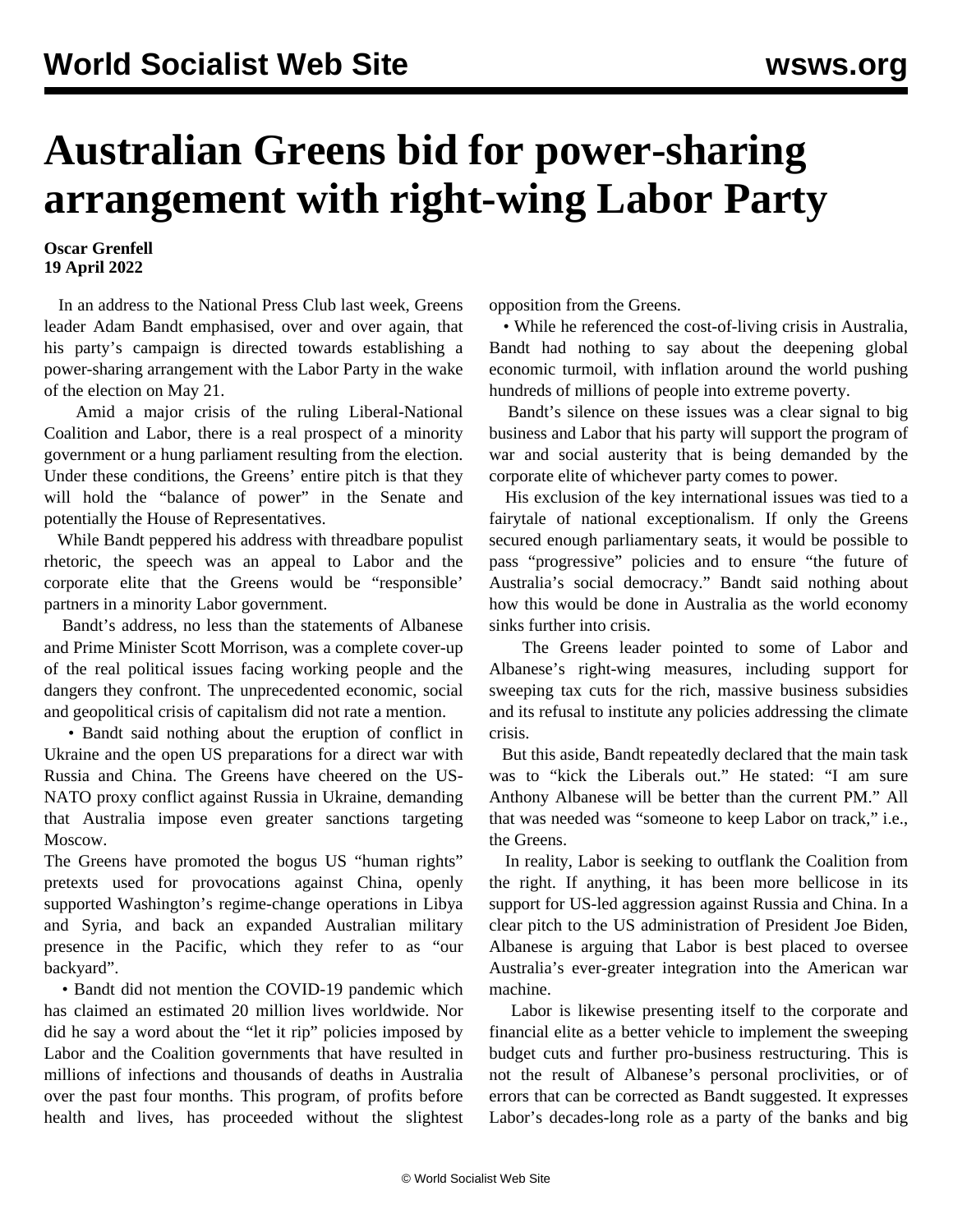# Australian Greens bid for power-sharing arrangement with right-wing Labor Party

**Oscar Grenfell**
**19 April 2022**

In an address to the National Press Club last week, Greens leader Adam Bandt emphasised, over and over again, that his party's campaign is directed towards establishing a power-sharing arrangement with the Labor Party in the wake of the election on May 21.

Amid a major crisis of the ruling Liberal-National Coalition and Labor, there is a real prospect of a minority government or a hung parliament resulting from the election. Under these conditions, the Greens' entire pitch is that they will hold the "balance of power" in the Senate and potentially the House of Representatives.

While Bandt peppered his address with threadbare populist rhetoric, the speech was an appeal to Labor and the corporate elite that the Greens would be "responsible' partners in a minority Labor government.

Bandt's address, no less than the statements of Albanese and Prime Minister Scott Morrison, was a complete cover-up of the real political issues facing working people and the dangers they confront. The unprecedented economic, social and geopolitical crisis of capitalism did not rate a mention.

• Bandt said nothing about the eruption of conflict in Ukraine and the open US preparations for a direct war with Russia and China. The Greens have cheered on the US-NATO proxy conflict against Russia in Ukraine, demanding that Australia impose even greater sanctions targeting Moscow.

The Greens have promoted the bogus US "human rights" pretexts used for provocations against China, openly supported Washington's regime-change operations in Libya and Syria, and back an expanded Australian military presence in the Pacific, which they refer to as "our backyard".

• Bandt did not mention the COVID-19 pandemic which has claimed an estimated 20 million lives worldwide. Nor did he say a word about the "let it rip" policies imposed by Labor and the Coalition governments that have resulted in millions of infections and thousands of deaths in Australia over the past four months. This program, of profits before health and lives, has proceeded without the slightest opposition from the Greens.

• While he referenced the cost-of-living crisis in Australia, Bandt had nothing to say about the deepening global economic turmoil, with inflation around the world pushing hundreds of millions of people into extreme poverty.

Bandt's silence on these issues was a clear signal to big business and Labor that his party will support the program of war and social austerity that is being demanded by the corporate elite of whichever party comes to power.

His exclusion of the key international issues was tied to a fairytale of national exceptionalism. If only the Greens secured enough parliamentary seats, it would be possible to pass "progressive" policies and to ensure "the future of Australia's social democracy." Bandt said nothing about how this would be done in Australia as the world economy sinks further into crisis.

The Greens leader pointed to some of Labor and Albanese's right-wing measures, including support for sweeping tax cuts for the rich, massive business subsidies and its refusal to institute any policies addressing the climate crisis.

But this aside, Bandt repeatedly declared that the main task was to "kick the Liberals out." He stated: "I am sure Anthony Albanese will be better than the current PM." All that was needed was "someone to keep Labor on track," i.e., the Greens.

In reality, Labor is seeking to outflank the Coalition from the right. If anything, it has been more bellicose in its support for US-led aggression against Russia and China. In a clear pitch to the US administration of President Joe Biden, Albanese is arguing that Labor is best placed to oversee Australia's ever-greater integration into the American war machine.

Labor is likewise presenting itself to the corporate and financial elite as a better vehicle to implement the sweeping budget cuts and further pro-business restructuring. This is not the result of Albanese's personal proclivities, or of errors that can be corrected as Bandt suggested. It expresses Labor's decades-long role as a party of the banks and big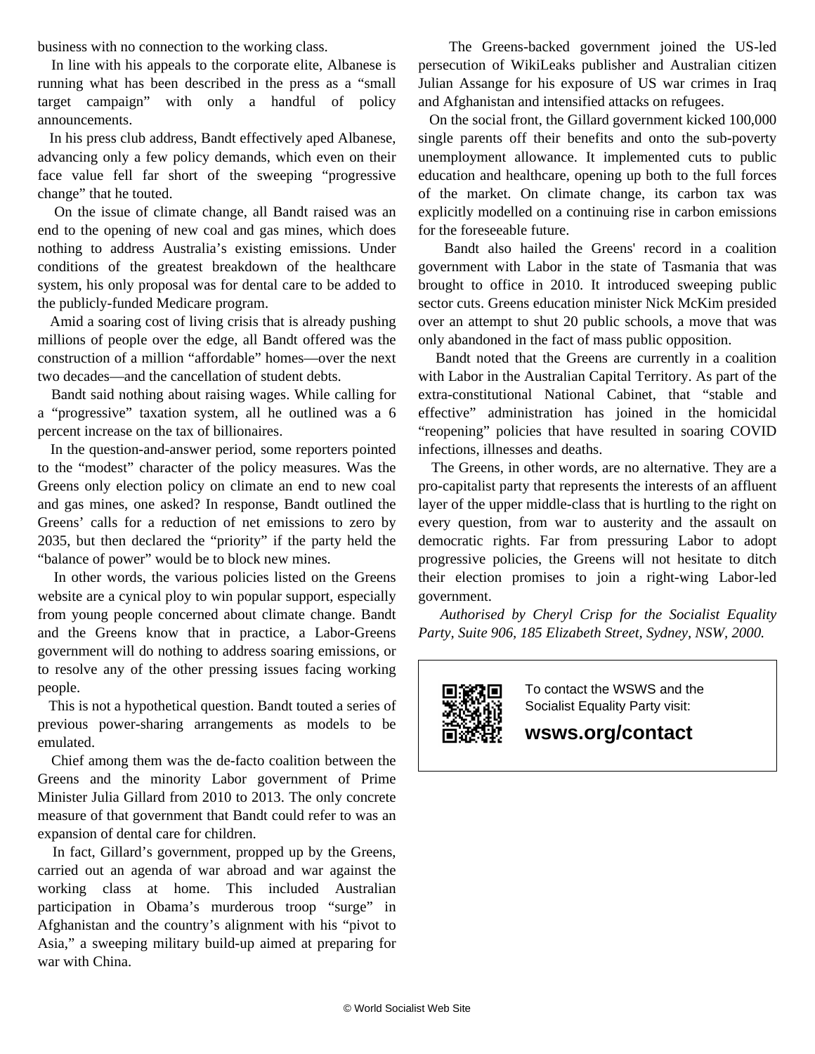business with no connection to the working class.

In line with his appeals to the corporate elite, Albanese is running what has been described in the press as a "small target campaign" with only a handful of policy announcements.

In his press club address, Bandt effectively aped Albanese, advancing only a few policy demands, which even on their face value fell far short of the sweeping "progressive change" that he touted.

On the issue of climate change, all Bandt raised was an end to the opening of new coal and gas mines, which does nothing to address Australia's existing emissions. Under conditions of the greatest breakdown of the healthcare system, his only proposal was for dental care to be added to the publicly-funded Medicare program.

Amid a soaring cost of living crisis that is already pushing millions of people over the edge, all Bandt offered was the construction of a million "affordable" homes—over the next two decades—and the cancellation of student debts.

Bandt said nothing about raising wages. While calling for a "progressive" taxation system, all he outlined was a 6 percent increase on the tax of billionaires.

In the question-and-answer period, some reporters pointed to the "modest" character of the policy measures. Was the Greens only election policy on climate an end to new coal and gas mines, one asked? In response, Bandt outlined the Greens' calls for a reduction of net emissions to zero by 2035, but then declared the "priority" if the party held the "balance of power" would be to block new mines.

In other words, the various policies listed on the Greens website are a cynical ploy to win popular support, especially from young people concerned about climate change. Bandt and the Greens know that in practice, a Labor-Greens government will do nothing to address soaring emissions, or to resolve any of the other pressing issues facing working people.

This is not a hypothetical question. Bandt touted a series of previous power-sharing arrangements as models to be emulated.

Chief among them was the de-facto coalition between the Greens and the minority Labor government of Prime Minister Julia Gillard from 2010 to 2013. The only concrete measure of that government that Bandt could refer to was an expansion of dental care for children.

In fact, Gillard's government, propped up by the Greens, carried out an agenda of war abroad and war against the working class at home. This included Australian participation in Obama's murderous troop "surge" in Afghanistan and the country's alignment with his "pivot to Asia," a sweeping military build-up aimed at preparing for war with China.

The Greens-backed government joined the US-led persecution of WikiLeaks publisher and Australian citizen Julian Assange for his exposure of US war crimes in Iraq and Afghanistan and intensified attacks on refugees.

On the social front, the Gillard government kicked 100,000 single parents off their benefits and onto the sub-poverty unemployment allowance. It implemented cuts to public education and healthcare, opening up both to the full forces of the market. On climate change, its carbon tax was explicitly modelled on a continuing rise in carbon emissions for the foreseeable future.

Bandt also hailed the Greens' record in a coalition government with Labor in the state of Tasmania that was brought to office in 2010. It introduced sweeping public sector cuts. Greens education minister Nick McKim presided over an attempt to shut 20 public schools, a move that was only abandoned in the fact of mass public opposition.

Bandt noted that the Greens are currently in a coalition with Labor in the Australian Capital Territory. As part of the extra-constitutional National Cabinet, that "stable and effective" administration has joined in the homicidal "reopening" policies that have resulted in soaring COVID infections, illnesses and deaths.

The Greens, in other words, are no alternative. They are a pro-capitalist party that represents the interests of an affluent layer of the upper middle-class that is hurtling to the right on every question, from war to austerity and the assault on democratic rights. Far from pressuring Labor to adopt progressive policies, the Greens will not hesitate to ditch their election promises to join a right-wing Labor-led government.

*Authorised by Cheryl Crisp for the Socialist Equality Party, Suite 906, 185 Elizabeth Street, Sydney, NSW, 2000.*

To contact the WSWS and the Socialist Equality Party visit:

**wsws.org/contact**